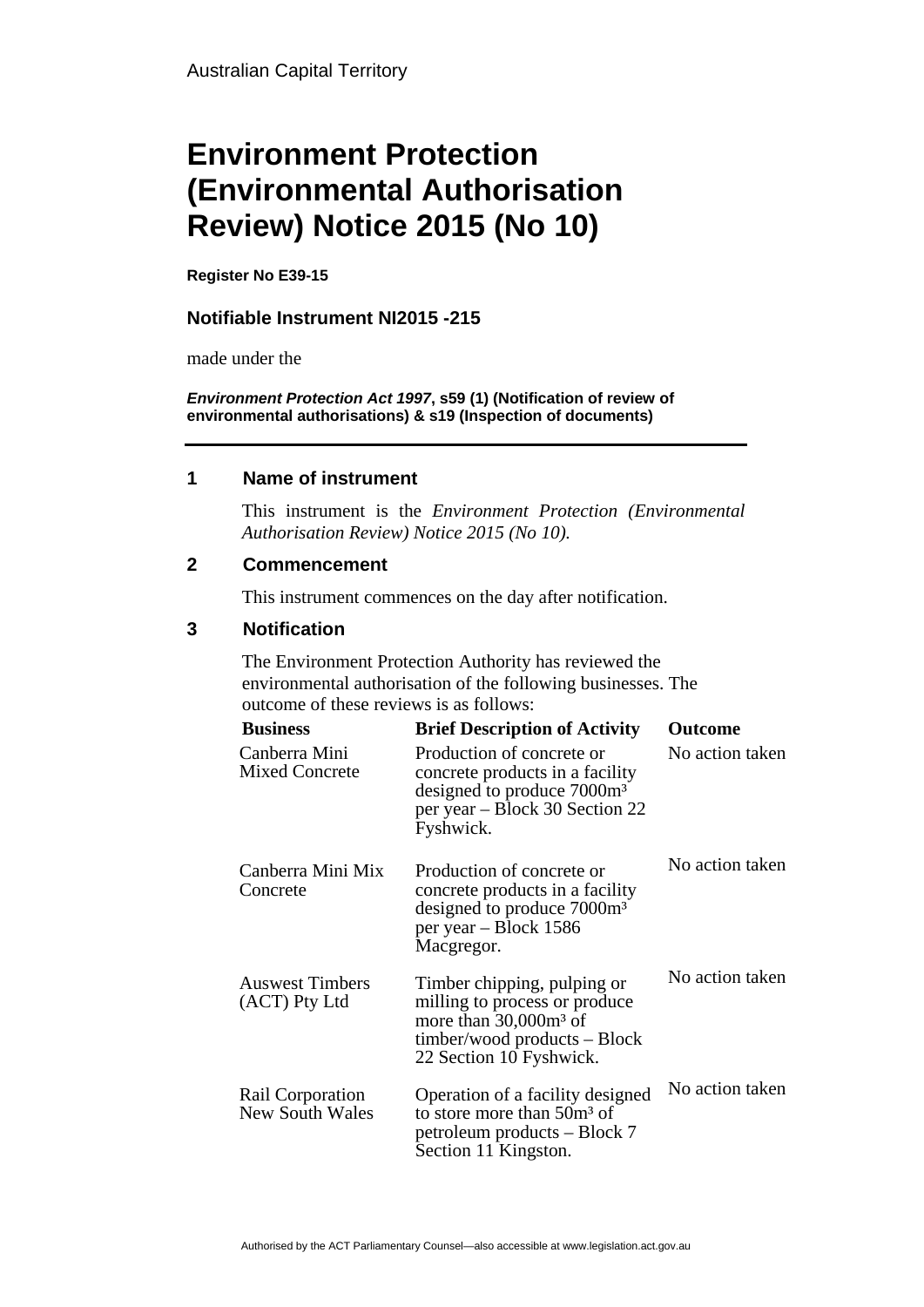Australian Capital Territory

# Environment Protection (Environmental Authorisation Review) Notice 2015 (No 10)

**Register No E39-15**

### Notifiable Instrument NI2015 -215

made under the

***Environment Protection Act 1997*, s59 (1) (Notification of review of environmental authorisations) & s19 (Inspection of documents)**

## 1 Name of instrument

This instrument is the *Environment Protection (Environmental Authorisation Review) Notice 2015 (No 10).*

## 2 Commencement

This instrument commences on the day after notification.

## 3 Notification

The Environment Protection Authority has reviewed the environmental authorisation of the following businesses. The outcome of these reviews is as follows:

| Business | Brief Description of Activity | Outcome |
|---|---|---|
| Canberra Mini Mixed Concrete | Production of concrete or concrete products in a facility designed to produce 7000m³ per year – Block 30 Section 22 Fyshwick. | No action taken |
| Canberra Mini Mix Concrete | Production of concrete or concrete products in a facility designed to produce 7000m³ per year – Block 1586 Macgregor. | No action taken |
| Auswest Timbers (ACT) Pty Ltd | Timber chipping, pulping or milling to process or produce more than 30,000m³ of timber/wood products – Block 22 Section 10 Fyshwick. | No action taken |
| Rail Corporation New South Wales | Operation of a facility designed to store more than 50m³ of petroleum products – Block 7 Section 11 Kingston. | No action taken |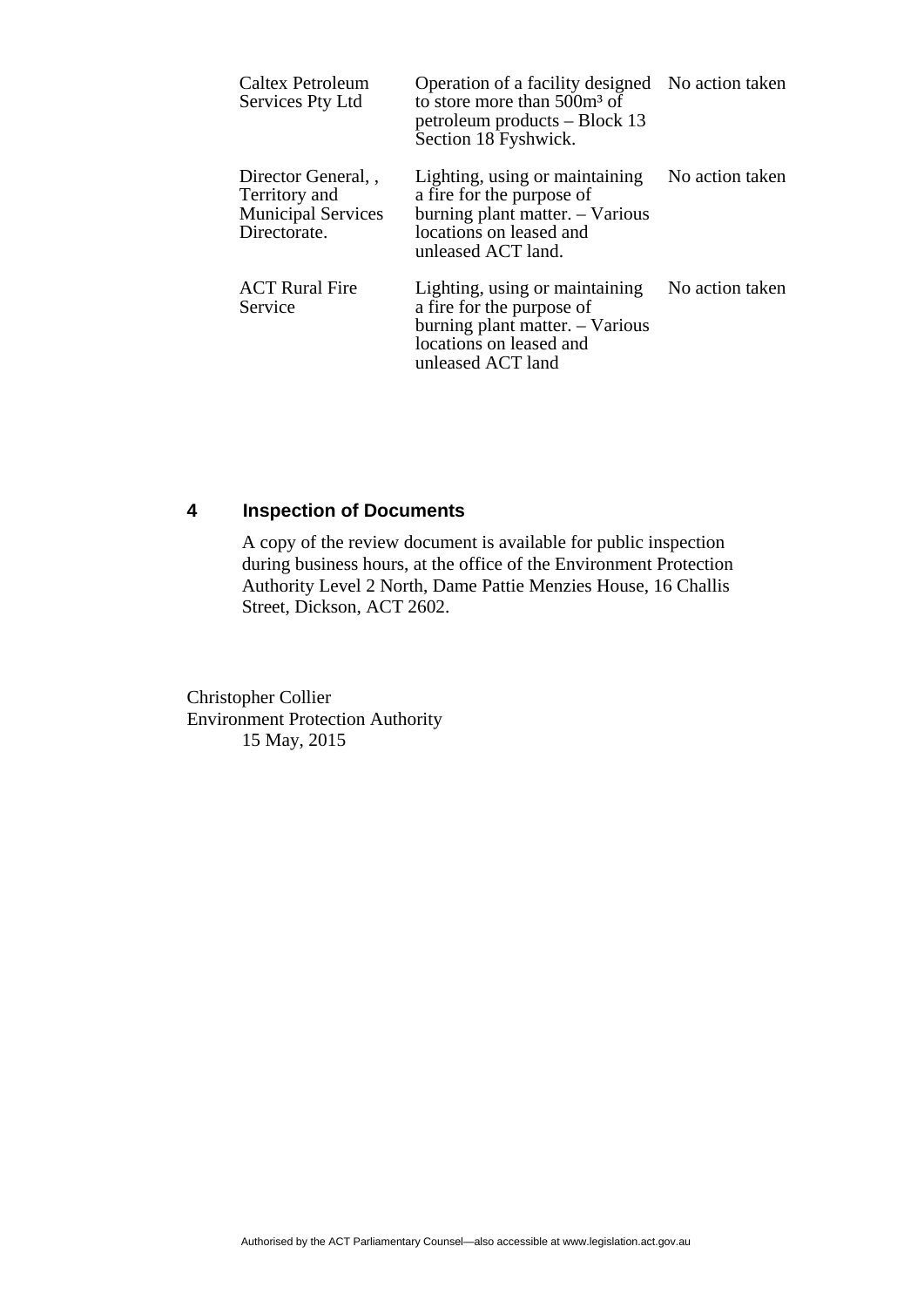| | | |
|---|---|---|
| Caltex Petroleum Services Pty Ltd | Operation of a facility designed to store more than 500m³ of petroleum products – Block 13 Section 18 Fyshwick. | No action taken |
| Director General, , Territory and Municipal Services Directorate. | Lighting, using or maintaining a fire for the purpose of burning plant matter. – Various locations on leased and unleased ACT land. | No action taken |
| ACT Rural Fire Service | Lighting, using or maintaining a fire for the purpose of burning plant matter. – Various locations on leased and unleased ACT land | No action taken |

## 4 Inspection of Documents

A copy of the review document is available for public inspection during business hours, at the office of the Environment Protection Authority Level 2 North, Dame Pattie Menzies House, 16 Challis Street, Dickson, ACT 2602.

Christopher Collier
Environment Protection Authority
15 May, 2015

Authorised by the ACT Parliamentary Counsel—also accessible at www.legislation.act.gov.au